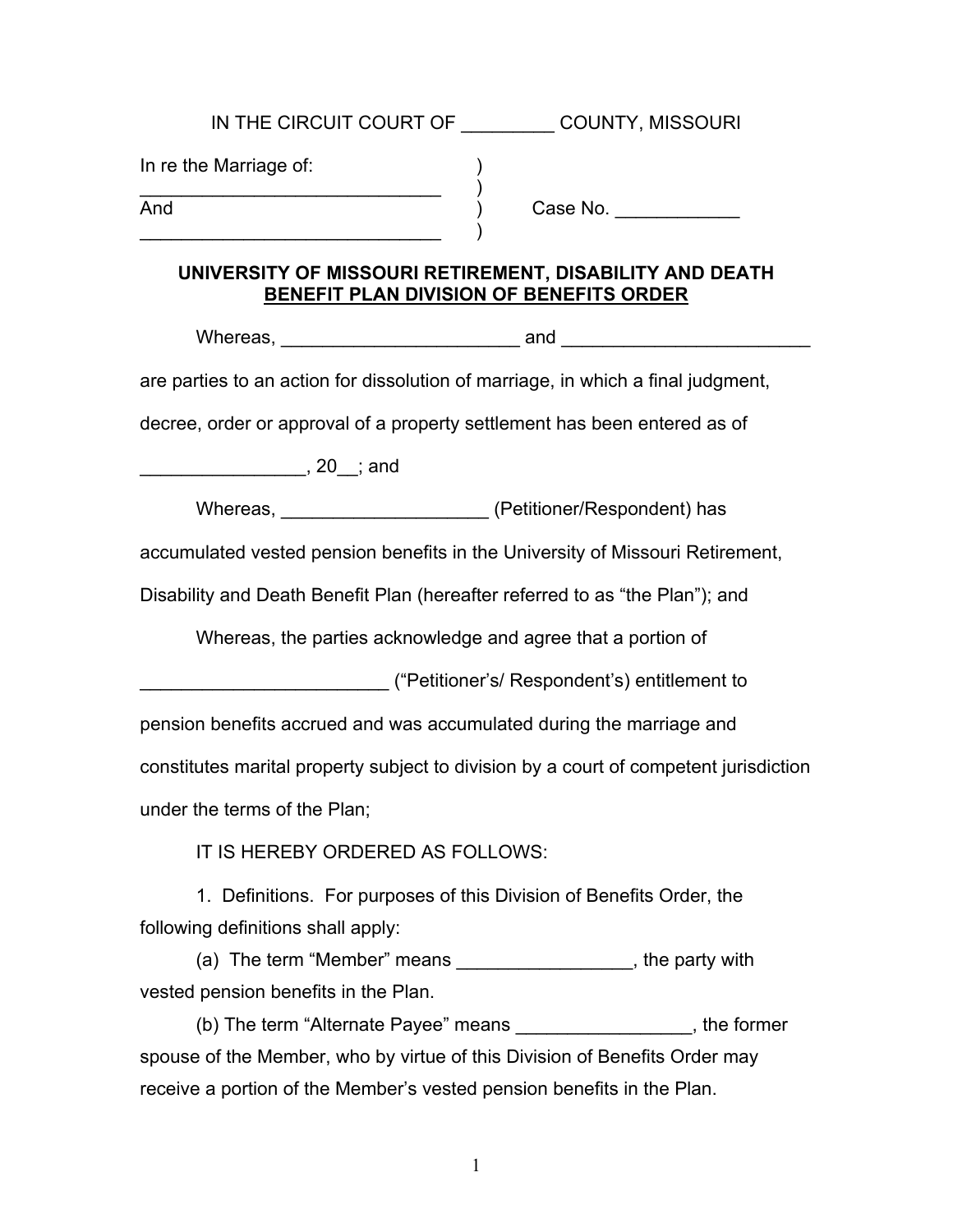IN THE CIRCUIT COURT OF _________ COUNTY, MISSOURI

In re the Marriage of: )
_____________________________ )
And ) Case No. ____________
_____________________________ )

**UNIVERSITY OF MISSOURI RETIREMENT, DISABILITY AND DEATH BENEFIT PLAN DIVISION OF BENEFITS ORDER**

Whereas, _______________________ and ________________________ are parties to an action for dissolution of marriage, in which a final judgment, decree, order or approval of a property settlement has been entered as of ________________, 20__; and

Whereas, ____________________ (Petitioner/Respondent) has accumulated vested pension benefits in the University of Missouri Retirement, Disability and Death Benefit Plan (hereafter referred to as "the Plan"); and

Whereas, the parties acknowledge and agree that a portion of ________________________ ("Petitioner's/ Respondent's) entitlement to pension benefits accrued and was accumulated during the marriage and constitutes marital property subject to division by a court of competent jurisdiction under the terms of the Plan;

IT IS HEREBY ORDERED AS FOLLOWS:

1. Definitions. For purposes of this Division of Benefits Order, the following definitions shall apply:

(a) The term "Member" means _________________, the party with vested pension benefits in the Plan.

(b) The term "Alternate Payee" means _________________, the former spouse of the Member, who by virtue of this Division of Benefits Order may receive a portion of the Member's vested pension benefits in the Plan.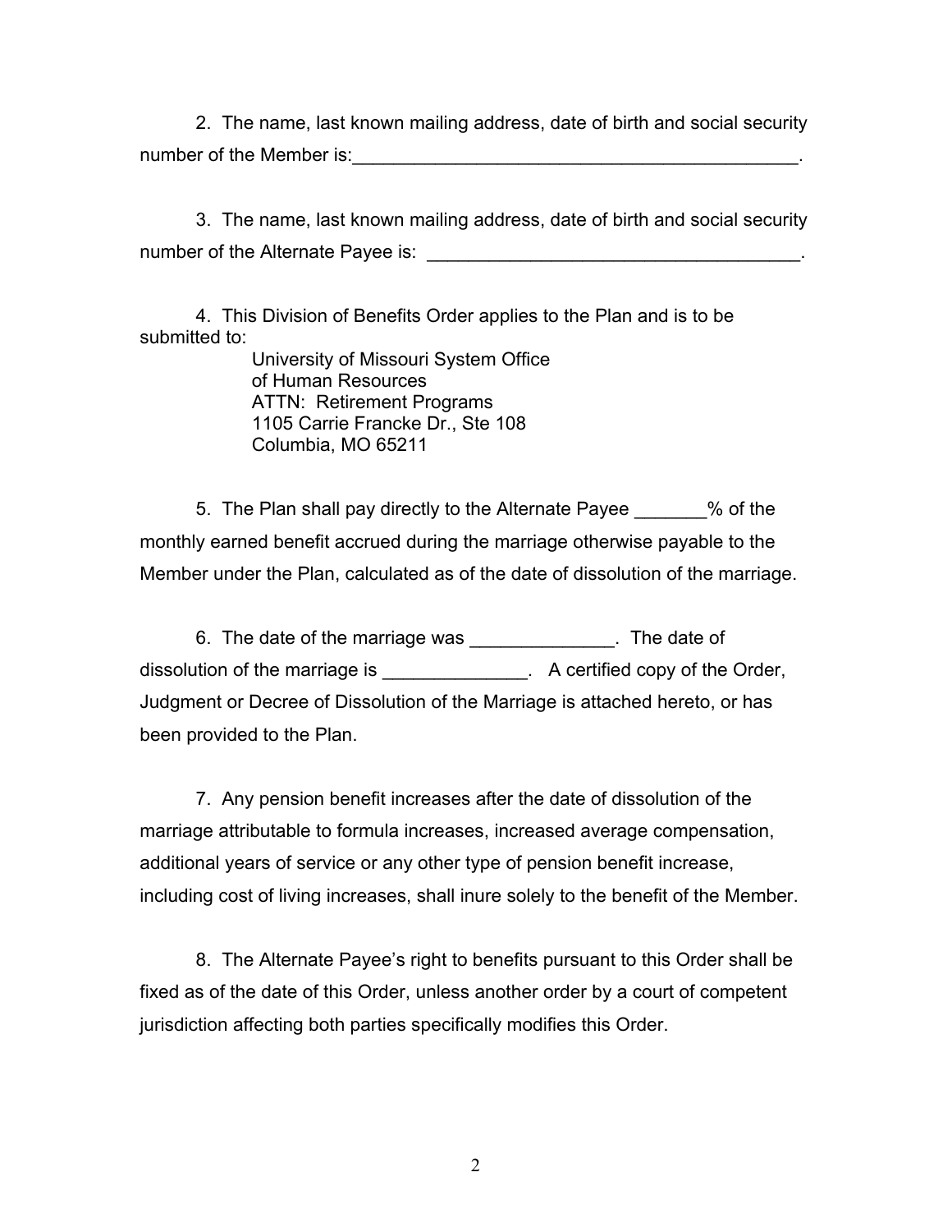2. The name, last known mailing address, date of birth and social security number of the Member is:_____________________________________________.

3. The name, last known mailing address, date of birth and social security number of the Alternate Payee is: ____________________________________.

4. This Division of Benefits Order applies to the Plan and is to be submitted to:

> University of Missouri System Office
> of Human Resources
> ATTN: Retirement Programs
> 1105 Carrie Francke Dr., Ste 108
> Columbia, MO 65211

5. The Plan shall pay directly to the Alternate Payee _______% of the monthly earned benefit accrued during the marriage otherwise payable to the Member under the Plan, calculated as of the date of dissolution of the marriage.

6. The date of the marriage was ______________. The date of dissolution of the marriage is ______________. A certified copy of the Order, Judgment or Decree of Dissolution of the Marriage is attached hereto, or has been provided to the Plan.

7. Any pension benefit increases after the date of dissolution of the marriage attributable to formula increases, increased average compensation, additional years of service or any other type of pension benefit increase, including cost of living increases, shall inure solely to the benefit of the Member.

8. The Alternate Payee's right to benefits pursuant to this Order shall be fixed as of the date of this Order, unless another order by a court of competent jurisdiction affecting both parties specifically modifies this Order.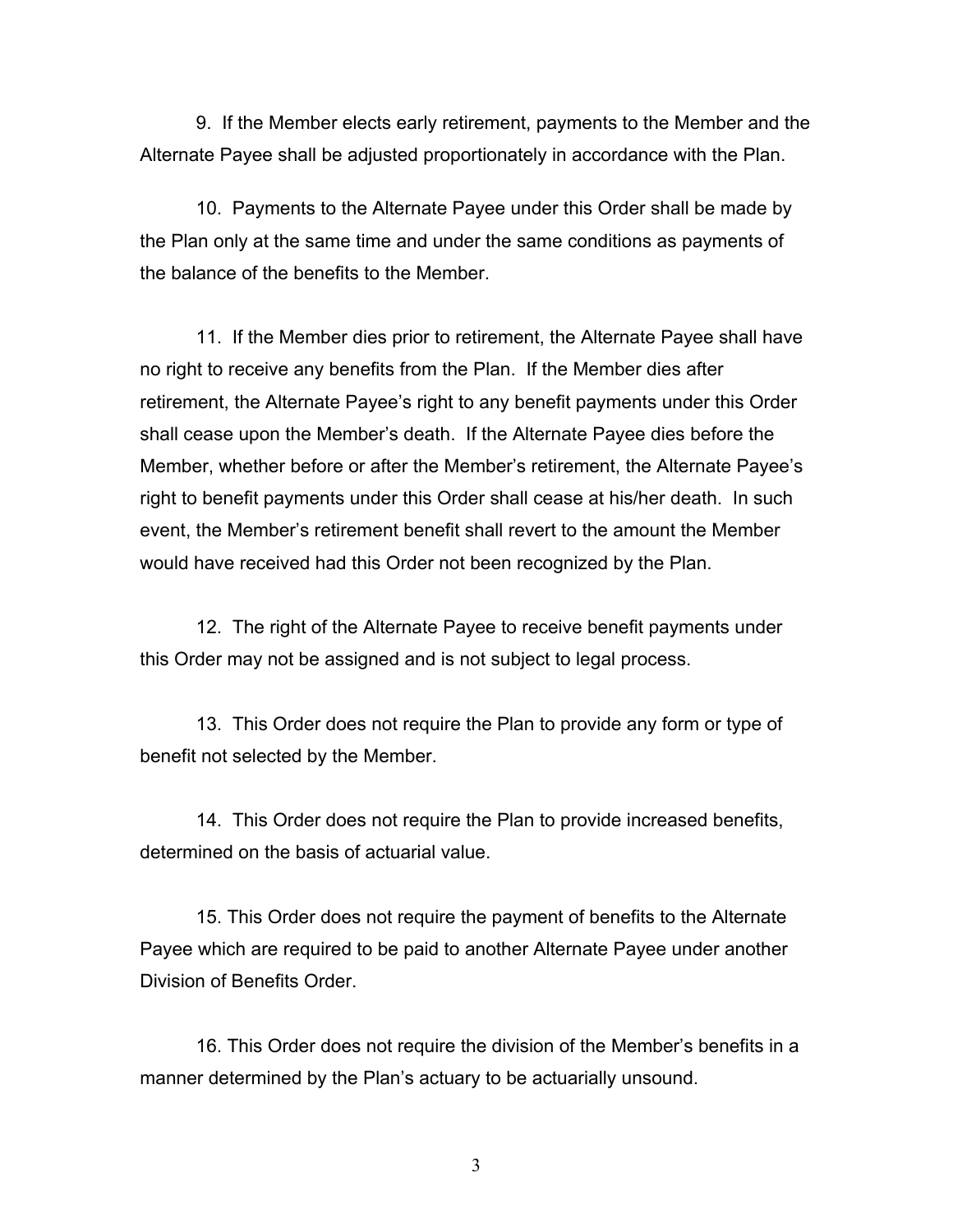9. If the Member elects early retirement, payments to the Member and the Alternate Payee shall be adjusted proportionately in accordance with the Plan.

10. Payments to the Alternate Payee under this Order shall be made by the Plan only at the same time and under the same conditions as payments of the balance of the benefits to the Member.

11. If the Member dies prior to retirement, the Alternate Payee shall have no right to receive any benefits from the Plan. If the Member dies after retirement, the Alternate Payee's right to any benefit payments under this Order shall cease upon the Member's death. If the Alternate Payee dies before the Member, whether before or after the Member's retirement, the Alternate Payee's right to benefit payments under this Order shall cease at his/her death. In such event, the Member's retirement benefit shall revert to the amount the Member would have received had this Order not been recognized by the Plan.

12. The right of the Alternate Payee to receive benefit payments under this Order may not be assigned and is not subject to legal process.

13. This Order does not require the Plan to provide any form or type of benefit not selected by the Member.

14. This Order does not require the Plan to provide increased benefits, determined on the basis of actuarial value.

15. This Order does not require the payment of benefits to the Alternate Payee which are required to be paid to another Alternate Payee under another Division of Benefits Order.

16. This Order does not require the division of the Member's benefits in a manner determined by the Plan's actuary to be actuarially unsound.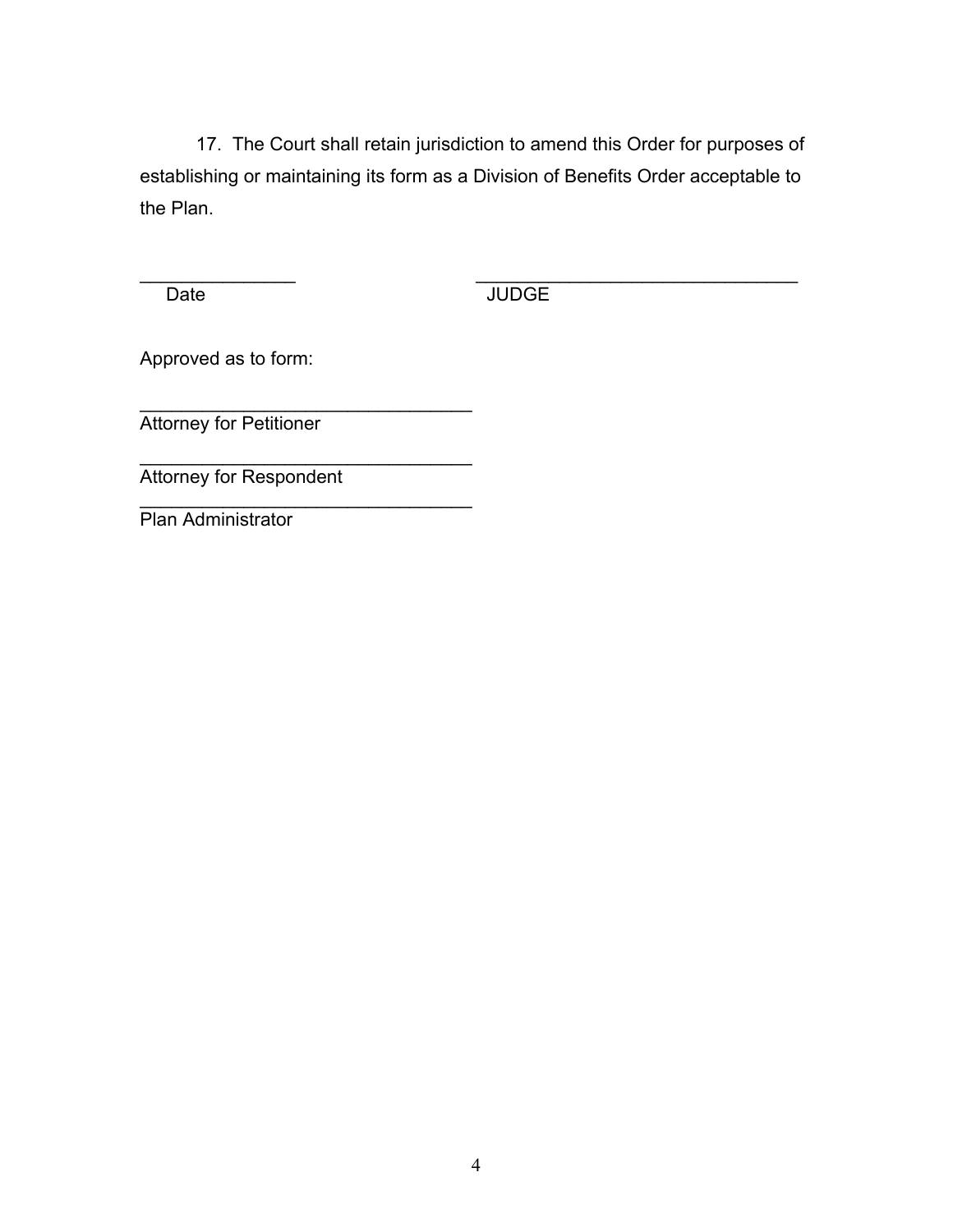17. The Court shall retain jurisdiction to amend this Order for purposes of establishing or maintaining its form as a Division of Benefits Order acceptable to the Plan.

| | |
|---|---|
| _______________ | _______________________________ |
| Date | JUDGE |

Approved as to form:

________________________________
Attorney for Petitioner

________________________________
Attorney for Respondent

________________________________
Plan Administrator